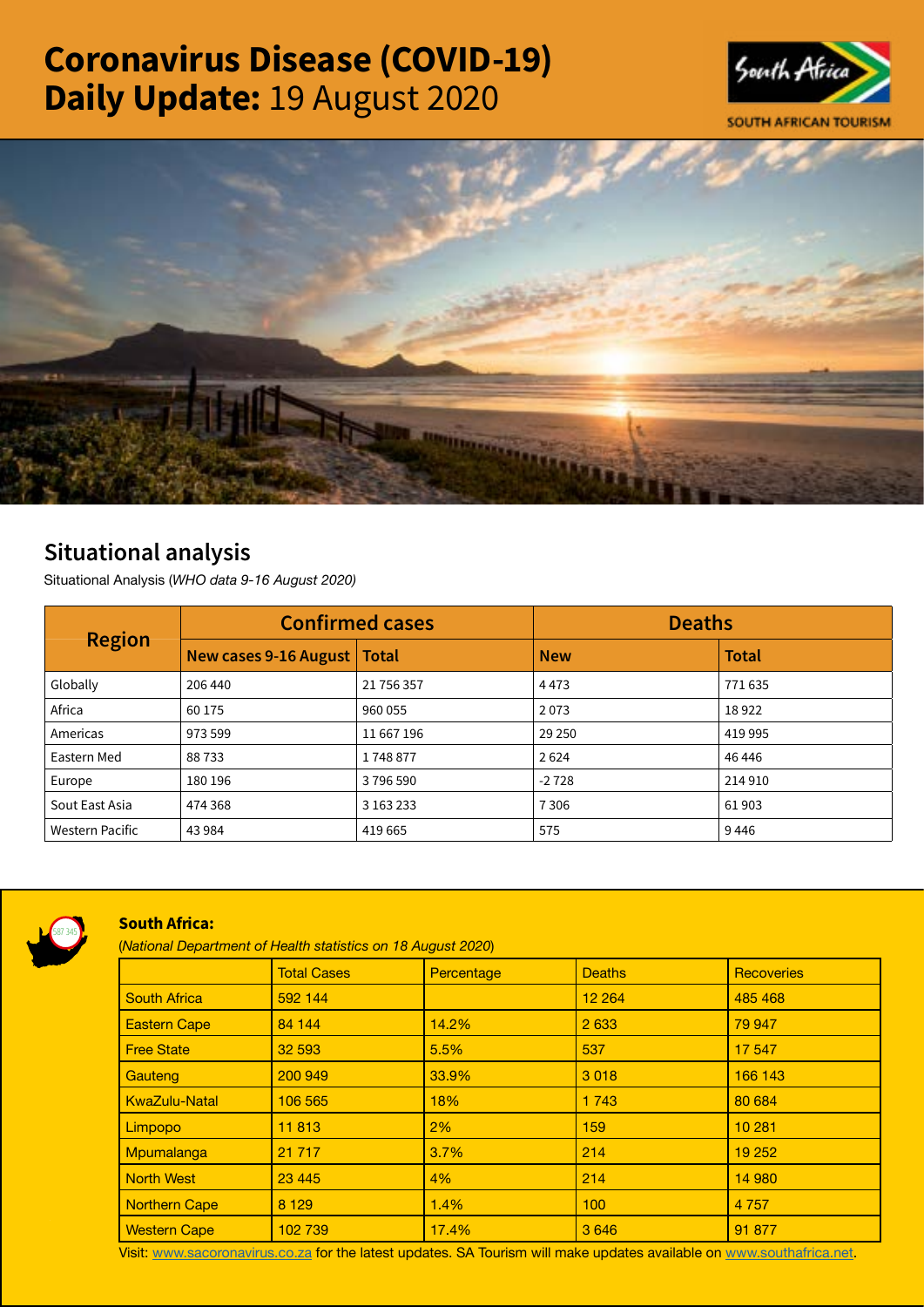# Coronavirus Disease (COVID-19) Daily Update: 19 August 2020

SOUTH AFRICAN TOURISM

## Situational analysis

Situational Analysis (*WHO data 9-16 August 2020)*

| Region | Confirmed cases | | Deaths | |
|---|---|---|---|---|
| | New cases 9-16 August | Total | New | Total |
| Globally | 206 440 | 21 756 357 | 4 473 | 771 635 |
| Africa | 60 175 | 960 055 | 2 073 | 18 922 |
| Americas | 973 599 | 11 667 196 | 29 250 | 419 995 |
| Eastern Med | 88 733 | 1 748 877 | 2 624 | 46 446 |
| Europe | 180 196 | 3 796 590 | -2 728 | 214 910 |
| Sout East Asia | 474 368 | 3 163 233 | 7 306 | 61 903 |
| Western Pacific | 43 984 | 419 665 | 575 | 9 446 |

587 345

### South Africa:

(*National Department of Health statistics on 18 August 2020*)

| | Total Cases | Percentage | Deaths | Recoveries |
|---|---|---|---|---|
| South Africa | 592 144 | | 12 264 | 485 468 |
| Eastern Cape | 84 144 | 14.2% | 2 633 | 79 947 |
| Free State | 32 593 | 5.5% | 537 | 17 547 |
| Gauteng | 200 949 | 33.9% | 3 018 | 166 143 |
| KwaZulu-Natal | 106 565 | 18% | 1 743 | 80 684 |
| Limpopo | 11 813 | 2% | 159 | 10 281 |
| Mpumalanga | 21 717 | 3.7% | 214 | 19 252 |
| North West | 23 445 | 4% | 214 | 14 980 |
| Northern Cape | 8 129 | 1.4% | 100 | 4 757 |
| Western Cape | 102 739 | 17.4% | 3 646 | 91 877 |

Visit: www.sacoronavirus.co.za for the latest updates. SA Tourism will make updates available on www.southafrica.net.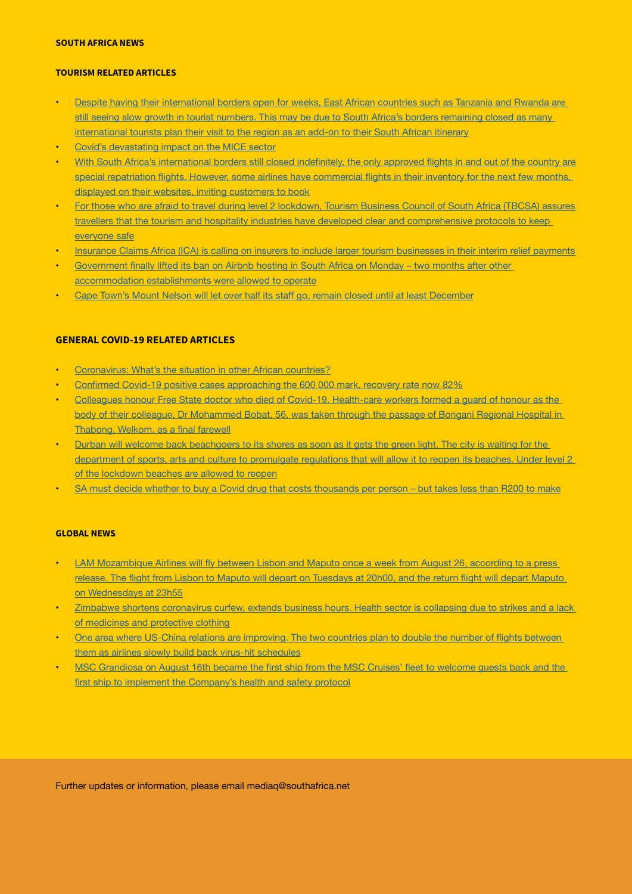**SOUTH AFRICA NEWS**

**TOURISM RELATED ARTICLES**

- Despite having their international borders open for weeks, East African countries such as Tanzania and Rwanda are still seeing slow growth in tourist numbers. This may be due to South Africa's borders remaining closed as many international tourists plan their visit to the region as an add-on to their South African itinerary
- Covid's devastating impact on the MICE sector
- With South Africa's international borders still closed indefinitely, the only approved flights in and out of the country are special repatriation flights. However, some airlines have commercial flights in their inventory for the next few months, displayed on their websites, inviting customers to book
- For those who are afraid to travel during level 2 lockdown, Tourism Business Council of South Africa (TBCSA) assures travellers that the tourism and hospitality industries have developed clear and comprehensive protocols to keep everyone safe
- Insurance Claims Africa (ICA) is calling on insurers to include larger tourism businesses in their interim relief payments
- Government finally lifted its ban on Airbnb hosting in South Africa on Monday – two months after other accommodation establishments were allowed to operate
- Cape Town's Mount Nelson will let over half its staff go, remain closed until at least December

**GENERAL COVID-19 RELATED ARTICLES**

- Coronavirus: What's the situation in other African countries?
- Confirmed Covid-19 positive cases approaching the 600 000 mark, recovery rate now 82%
- Colleagues honour Free State doctor who died of Covid-19. Health-care workers formed a guard of honour as the body of their colleague, Dr Mohammed Bobat, 56, was taken through the passage of Bongani Regional Hospital in Thabong, Welkom, as a final farewell
- Durban will welcome back beachgoers to its shores as soon as it gets the green light. The city is waiting for the department of sports, arts and culture to promulgate regulations that will allow it to reopen its beaches. Under level 2 of the lockdown beaches are allowed to reopen
- SA must decide whether to buy a Covid drug that costs thousands per person – but takes less than R200 to make

**GLOBAL NEWS**

- LAM Mozambique Airlines will fly between Lisbon and Maputo once a week from August 26, according to a press release. The flight from Lisbon to Maputo will depart on Tuesdays at 20h00, and the return flight will depart Maputo on Wednesdays at 23h55
- Zimbabwe shortens coronavirus curfew, extends business hours. Health sector is collapsing due to strikes and a lack of medicines and protective clothing
- One area where US-China relations are improving. The two countries plan to double the number of flights between them as airlines slowly build back virus-hit schedules
- MSC Grandiosa on August 16th became the first ship from the MSC Cruises' fleet to welcome guests back and the first ship to implement the Company's health and safety protocol

Further updates or information, please email mediaq@southafrica.net